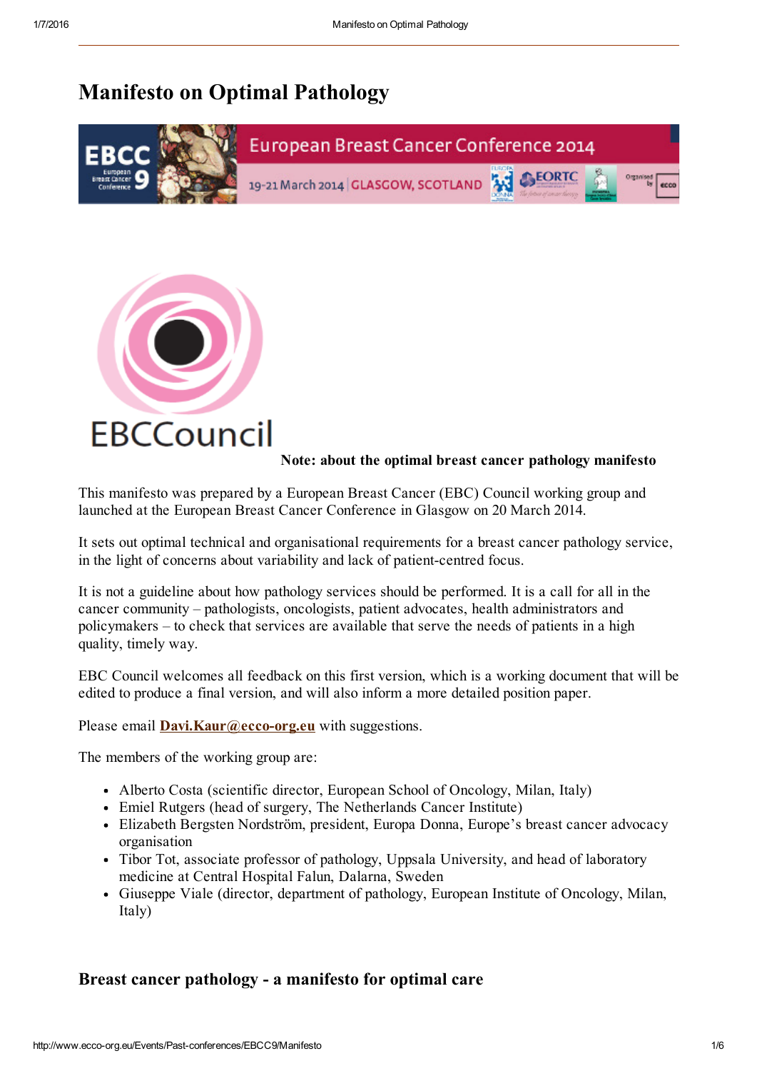# Manifesto on Optimal Pathology

**Note: about the optimal breast cancer pathology manifesto**

This manifesto was prepared by a European Breast Cancer (EBC) Council working group and launched at the European Breast Cancer Conference in Glasgow on 20 March 2014.

It sets out optimal technical and organisational requirements for a breast cancer pathology service, in the light of concerns about variability and lack of patient-centred focus.

It is not a guideline about how pathology services should be performed. It is a call for all in the cancer community – pathologists, oncologists, patient advocates, health administrators and policymakers – to check that services are available that serve the needs of patients in a high quality, timely way.

EBC Council welcomes all feedback on this first version, which is a working document that will be edited to produce a final version, and will also inform a more detailed position paper.

Please email **Davi.Kaur@ecco-org.eu** with suggestions.

The members of the working group are:

- Alberto Costa (scientific director, European School of Oncology, Milan, Italy)
- Emiel Rutgers (head of surgery, The Netherlands Cancer Institute)
- Elizabeth Bergsten Nordström, president, Europa Donna, Europe's breast cancer advocacy organisation
- Tibor Tot, associate professor of pathology, Uppsala University, and head of laboratory medicine at Central Hospital Falun, Dalarna, Sweden
- Giuseppe Viale (director, department of pathology, European Institute of Oncology, Milan, Italy)

## Breast cancer pathology - a manifesto for optimal care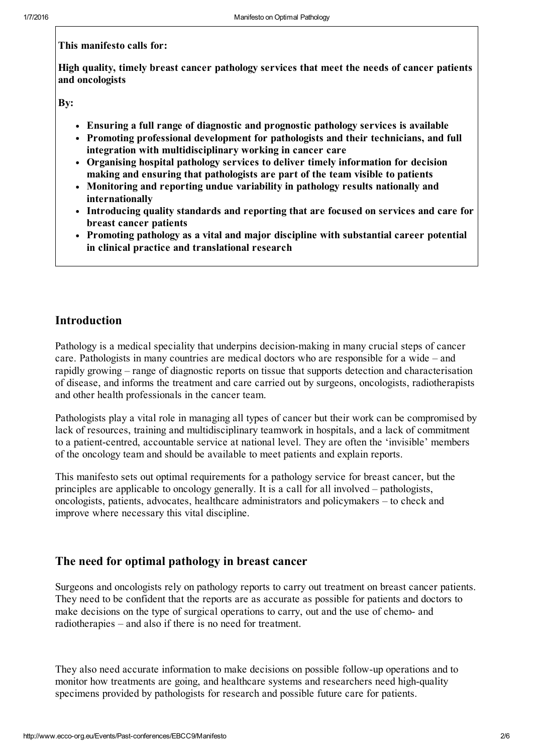**This manifesto calls for:**

**High quality, timely breast cancer pathology services that meet the needs of cancer patients and oncologists**

**By:**

- **Ensuring a full range of diagnostic and prognostic pathology services is available**
- **Promoting professional development for pathologists and their technicians, and full integration with multidisciplinary working in cancer care**
- **Organising hospital pathology services to deliver timely information for decision making and ensuring that pathologists are part of the team visible to patients**
- **Monitoring and reporting undue variability in pathology results nationally and internationally**
- **Introducing quality standards and reporting that are focused on services and care for breast cancer patients**
- **Promoting pathology as a vital and major discipline with substantial career potential in clinical practice and translational research**

## Introduction

Pathology is a medical speciality that underpins decision-making in many crucial steps of cancer care. Pathologists in many countries are medical doctors who are responsible for a wide – and rapidly growing – range of diagnostic reports on tissue that supports detection and characterisation of disease, and informs the treatment and care carried out by surgeons, oncologists, radiotherapists and other health professionals in the cancer team.

Pathologists play a vital role in managing all types of cancer but their work can be compromised by lack of resources, training and multidisciplinary teamwork in hospitals, and a lack of commitment to a patient-centred, accountable service at national level. They are often the 'invisible' members of the oncology team and should be available to meet patients and explain reports.

This manifesto sets out optimal requirements for a pathology service for breast cancer, but the principles are applicable to oncology generally. It is a call for all involved – pathologists, oncologists, patients, advocates, healthcare administrators and policymakers – to check and improve where necessary this vital discipline.

## The need for optimal pathology in breast cancer

Surgeons and oncologists rely on pathology reports to carry out treatment on breast cancer patients. They need to be confident that the reports are as accurate as possible for patients and doctors to make decisions on the type of surgical operations to carry, out and the use of chemo- and radiotherapies – and also if there is no need for treatment.

They also need accurate information to make decisions on possible follow-up operations and to monitor how treatments are going, and healthcare systems and researchers need high-quality specimens provided by pathologists for research and possible future care for patients.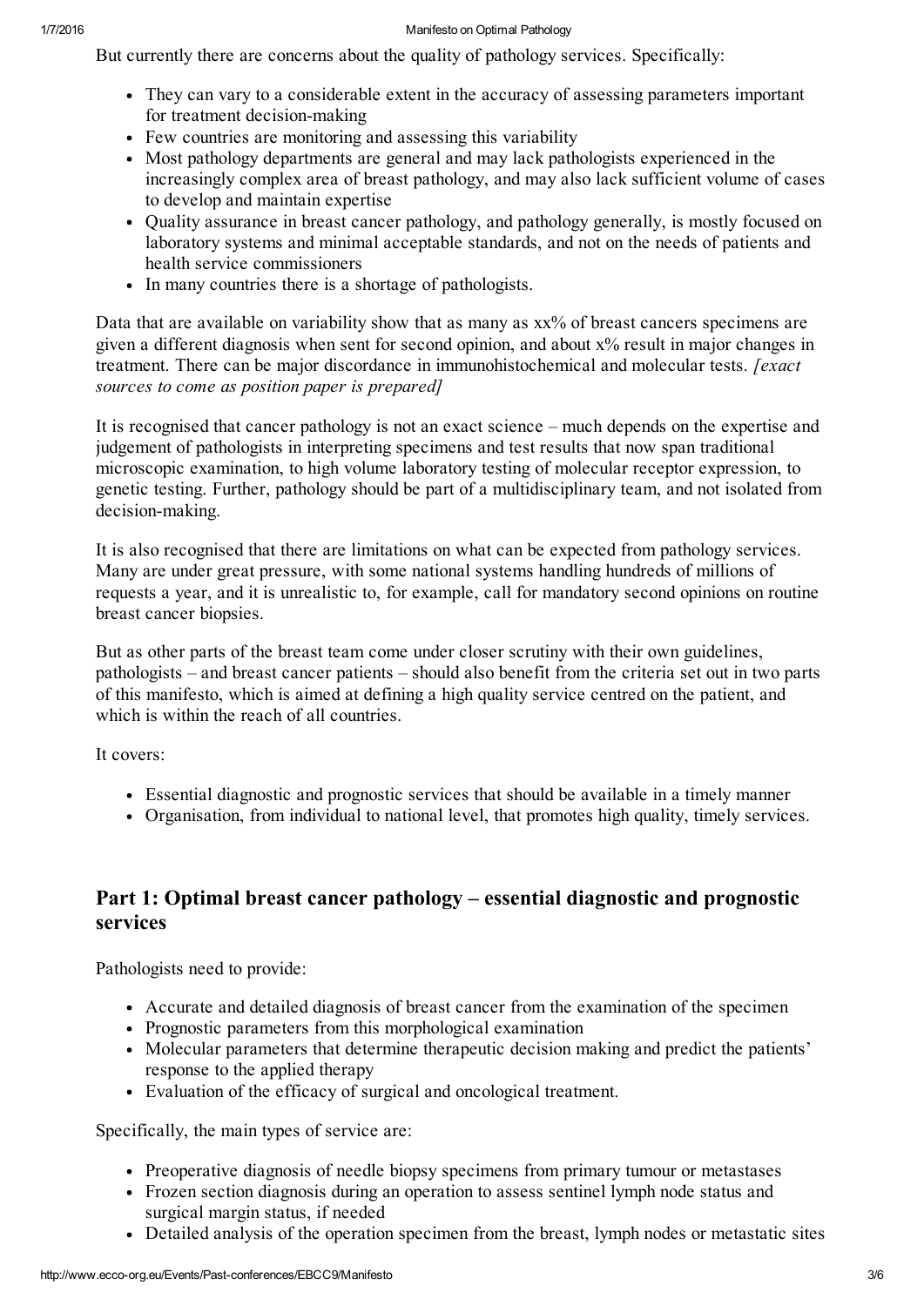But currently there are concerns about the quality of pathology services. Specifically:

- They can vary to a considerable extent in the accuracy of assessing parameters important for treatment decision-making
- Few countries are monitoring and assessing this variability
- Most pathology departments are general and may lack pathologists experienced in the increasingly complex area of breast pathology, and may also lack sufficient volume of cases to develop and maintain expertise
- Quality assurance in breast cancer pathology, and pathology generally, is mostly focused on laboratory systems and minimal acceptable standards, and not on the needs of patients and health service commissioners
- In many countries there is a shortage of pathologists.

Data that are available on variability show that as many as xx% of breast cancers specimens are given a different diagnosis when sent for second opinion, and about x% result in major changes in treatment. There can be major discordance in immunohistochemical and molecular tests. *[exact sources to come as position paper is prepared]*

It is recognised that cancer pathology is not an exact science – much depends on the expertise and judgement of pathologists in interpreting specimens and test results that now span traditional microscopic examination, to high volume laboratory testing of molecular receptor expression, to genetic testing. Further, pathology should be part of a multidisciplinary team, and not isolated from decision-making.

It is also recognised that there are limitations on what can be expected from pathology services. Many are under great pressure, with some national systems handling hundreds of millions of requests a year, and it is unrealistic to, for example, call for mandatory second opinions on routine breast cancer biopsies.

But as other parts of the breast team come under closer scrutiny with their own guidelines, pathologists – and breast cancer patients – should also benefit from the criteria set out in two parts of this manifesto, which is aimed at defining a high quality service centred on the patient, and which is within the reach of all countries.

It covers:

- Essential diagnostic and prognostic services that should be available in a timely manner
- Organisation, from individual to national level, that promotes high quality, timely services.

## Part 1: Optimal breast cancer pathology – essential diagnostic and prognostic services

Pathologists need to provide:

- Accurate and detailed diagnosis of breast cancer from the examination of the specimen
- Prognostic parameters from this morphological examination
- Molecular parameters that determine therapeutic decision making and predict the patients' response to the applied therapy
- Evaluation of the efficacy of surgical and oncological treatment.

Specifically, the main types of service are:

- Preoperative diagnosis of needle biopsy specimens from primary tumour or metastases
- Frozen section diagnosis during an operation to assess sentinel lymph node status and surgical margin status, if needed
- Detailed analysis of the operation specimen from the breast, lymph nodes or metastatic sites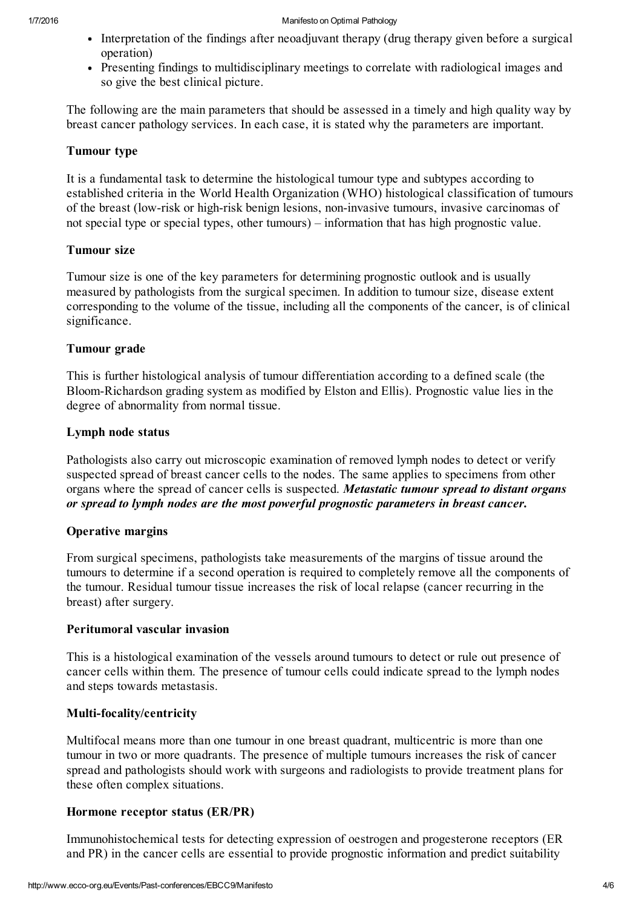- Interpretation of the findings after neoadjuvant therapy (drug therapy given before a surgical operation)
- Presenting findings to multidisciplinary meetings to correlate with radiological images and so give the best clinical picture.

The following are the main parameters that should be assessed in a timely and high quality way by breast cancer pathology services. In each case, it is stated why the parameters are important.

### Tumour type

It is a fundamental task to determine the histological tumour type and subtypes according to established criteria in the World Health Organization (WHO) histological classification of tumours of the breast (low-risk or high-risk benign lesions, non-invasive tumours, invasive carcinomas of not special type or special types, other tumours) – information that has high prognostic value.

### Tumour size

Tumour size is one of the key parameters for determining prognostic outlook and is usually measured by pathologists from the surgical specimen. In addition to tumour size, disease extent corresponding to the volume of the tissue, including all the components of the cancer, is of clinical significance.

### Tumour grade

This is further histological analysis of tumour differentiation according to a defined scale (the Bloom-Richardson grading system as modified by Elston and Ellis). Prognostic value lies in the degree of abnormality from normal tissue.

### Lymph node status

Pathologists also carry out microscopic examination of removed lymph nodes to detect or verify suspected spread of breast cancer cells to the nodes. The same applies to specimens from other organs where the spread of cancer cells is suspected. ***Metastatic tumour spread to distant organs or spread to lymph nodes are the most powerful prognostic parameters in breast cancer.***

### Operative margins

From surgical specimens, pathologists take measurements of the margins of tissue around the tumours to determine if a second operation is required to completely remove all the components of the tumour. Residual tumour tissue increases the risk of local relapse (cancer recurring in the breast) after surgery.

### Peritumoral vascular invasion

This is a histological examination of the vessels around tumours to detect or rule out presence of cancer cells within them. The presence of tumour cells could indicate spread to the lymph nodes and steps towards metastasis.

### Multi-focality/centricity

Multifocal means more than one tumour in one breast quadrant, multicentric is more than one tumour in two or more quadrants. The presence of multiple tumours increases the risk of cancer spread and pathologists should work with surgeons and radiologists to provide treatment plans for these often complex situations.

### Hormone receptor status (ER/PR)

Immunohistochemical tests for detecting expression of oestrogen and progesterone receptors (ER and PR) in the cancer cells are essential to provide prognostic information and predict suitability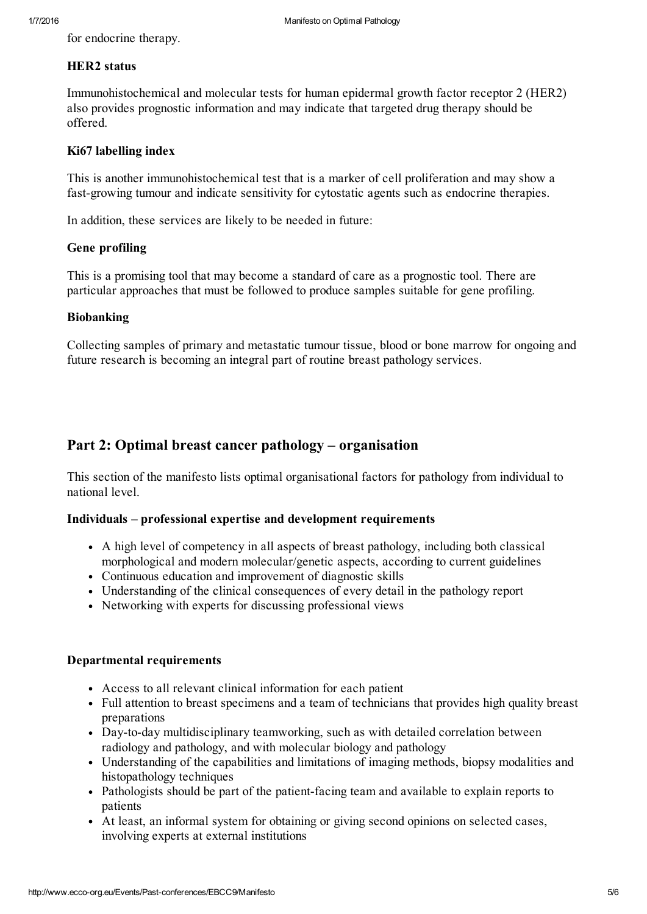for endocrine therapy.

### HER2 status

Immunohistochemical and molecular tests for human epidermal growth factor receptor 2 (HER2) also provides prognostic information and may indicate that targeted drug therapy should be offered.

### Ki67 labelling index

This is another immunohistochemical test that is a marker of cell proliferation and may show a fast-growing tumour and indicate sensitivity for cytostatic agents such as endocrine therapies.

In addition, these services are likely to be needed in future:

### Gene profiling

This is a promising tool that may become a standard of care as a prognostic tool. There are particular approaches that must be followed to produce samples suitable for gene profiling.

### Biobanking

Collecting samples of primary and metastatic tumour tissue, blood or bone marrow for ongoing and future research is becoming an integral part of routine breast pathology services.

## Part 2: Optimal breast cancer pathology – organisation

This section of the manifesto lists optimal organisational factors for pathology from individual to national level.

### Individuals – professional expertise and development requirements

- A high level of competency in all aspects of breast pathology, including both classical morphological and modern molecular/genetic aspects, according to current guidelines
- Continuous education and improvement of diagnostic skills
- Understanding of the clinical consequences of every detail in the pathology report
- Networking with experts for discussing professional views

### Departmental requirements

- Access to all relevant clinical information for each patient
- Full attention to breast specimens and a team of technicians that provides high quality breast preparations
- Day-to-day multidisciplinary teamworking, such as with detailed correlation between radiology and pathology, and with molecular biology and pathology
- Understanding of the capabilities and limitations of imaging methods, biopsy modalities and histopathology techniques
- Pathologists should be part of the patient-facing team and available to explain reports to patients
- At least, an informal system for obtaining or giving second opinions on selected cases, involving experts at external institutions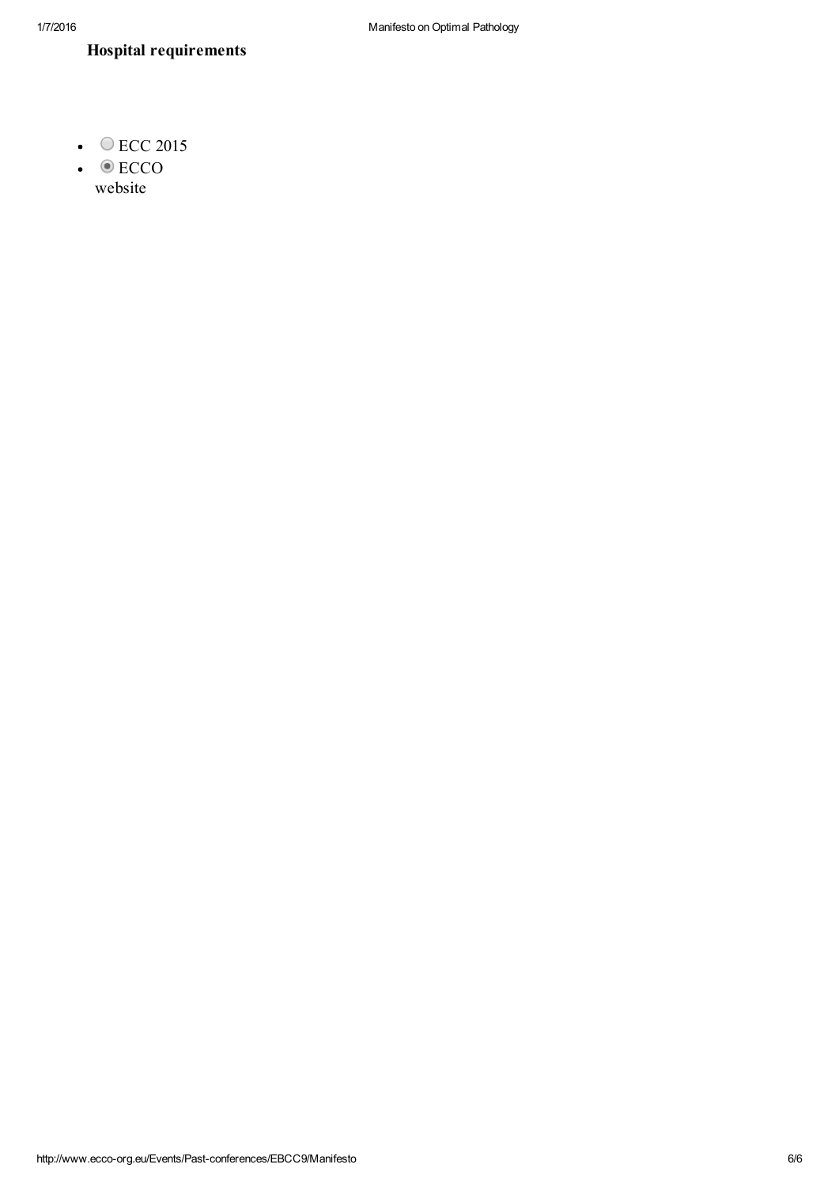**Hospital requirements**

- ECC 2015
- ECCO website